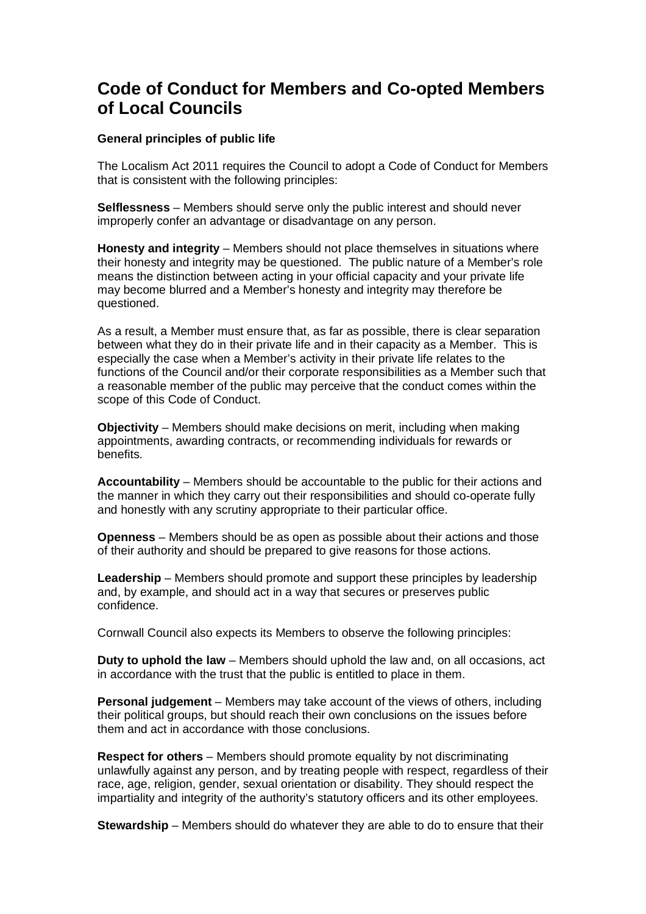# Code of Conduct for Members and Co-opted Members of Local Councils

**General principles of public life**

The Localism Act 2011 requires the Council to adopt a Code of Conduct for Members that is consistent with the following principles:

**Selflessness** – Members should serve only the public interest and should never improperly confer an advantage or disadvantage on any person.

**Honesty and integrity** – Members should not place themselves in situations where their honesty and integrity may be questioned. The public nature of a Member's role means the distinction between acting in your official capacity and your private life may become blurred and a Member's honesty and integrity may therefore be questioned.

As a result, a Member must ensure that, as far as possible, there is clear separation between what they do in their private life and in their capacity as a Member. This is especially the case when a Member's activity in their private life relates to the functions of the Council and/or their corporate responsibilities as a Member such that a reasonable member of the public may perceive that the conduct comes within the scope of this Code of Conduct.

**Objectivity** – Members should make decisions on merit, including when making appointments, awarding contracts, or recommending individuals for rewards or benefits.

**Accountability** – Members should be accountable to the public for their actions and the manner in which they carry out their responsibilities and should co-operate fully and honestly with any scrutiny appropriate to their particular office.

**Openness** – Members should be as open as possible about their actions and those of their authority and should be prepared to give reasons for those actions.

**Leadership** – Members should promote and support these principles by leadership and, by example, and should act in a way that secures or preserves public confidence.

Cornwall Council also expects its Members to observe the following principles:

**Duty to uphold the law** – Members should uphold the law and, on all occasions, act in accordance with the trust that the public is entitled to place in them.

**Personal judgement** – Members may take account of the views of others, including their political groups, but should reach their own conclusions on the issues before them and act in accordance with those conclusions.

**Respect for others** – Members should promote equality by not discriminating unlawfully against any person, and by treating people with respect, regardless of their race, age, religion, gender, sexual orientation or disability. They should respect the impartiality and integrity of the authority's statutory officers and its other employees.

**Stewardship** – Members should do whatever they are able to do to ensure that their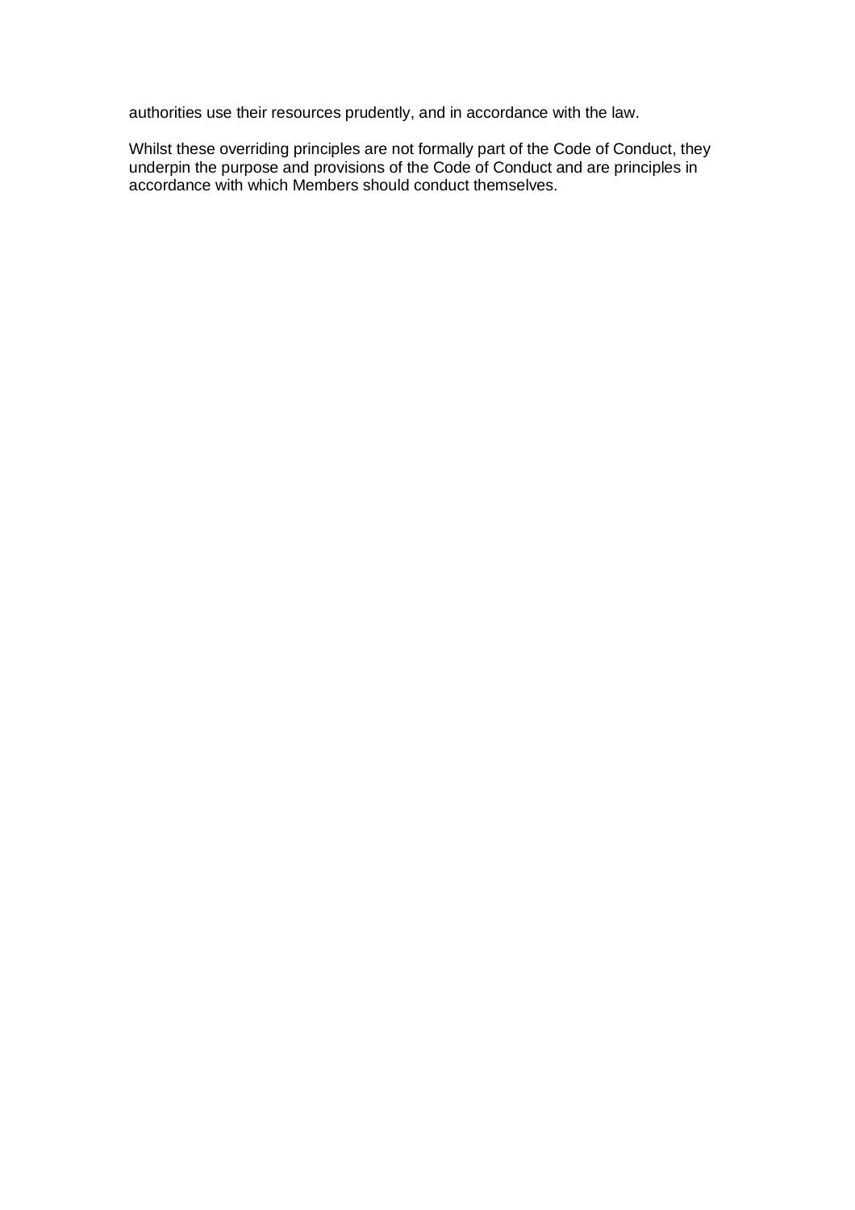authorities use their resources prudently, and in accordance with the law.

Whilst these overriding principles are not formally part of the Code of Conduct, they underpin the purpose and provisions of the Code of Conduct and are principles in accordance with which Members should conduct themselves.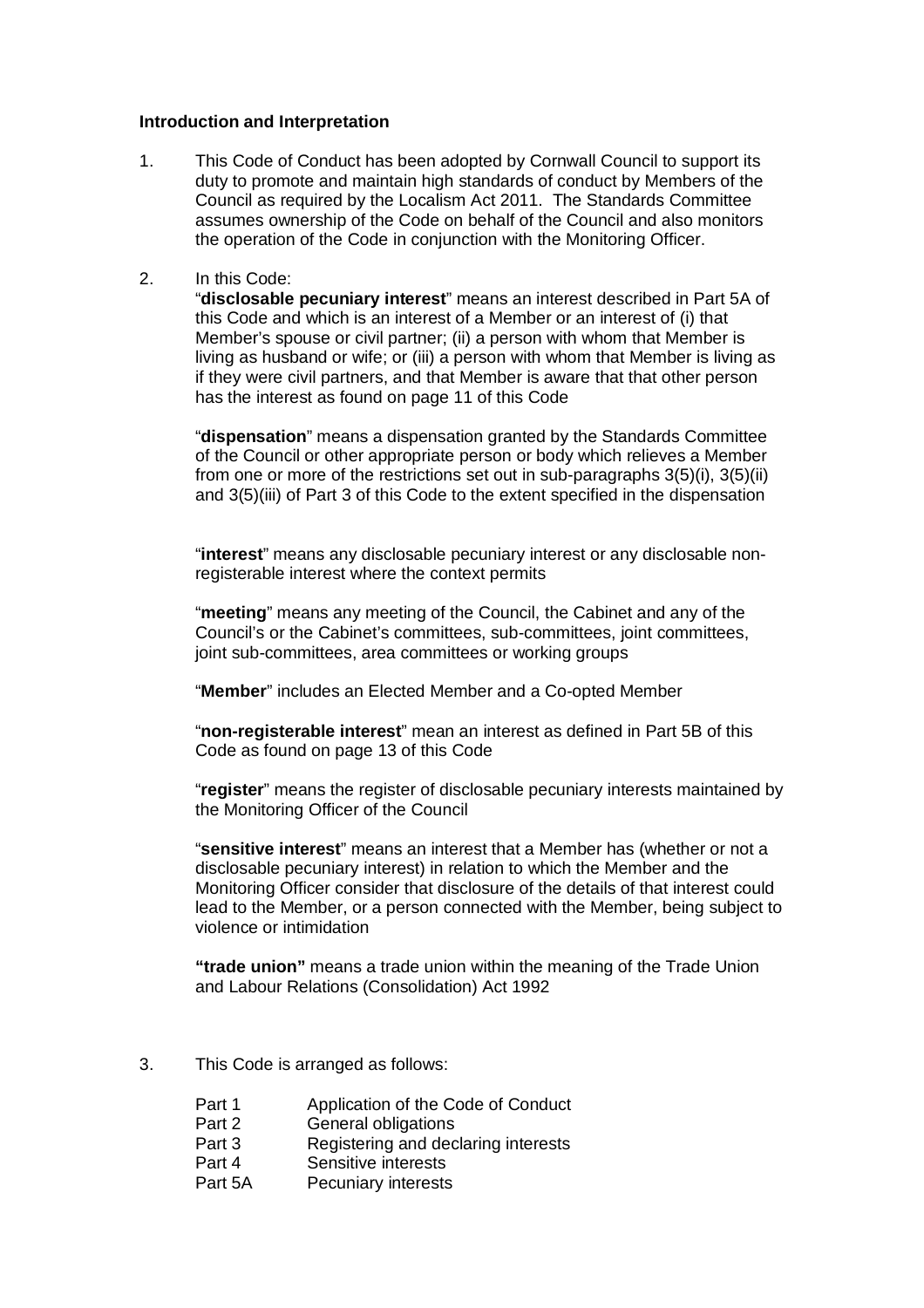**Introduction and Interpretation**

1. This Code of Conduct has been adopted by Cornwall Council to support its duty to promote and maintain high standards of conduct by Members of the Council as required by the Localism Act 2011. The Standards Committee assumes ownership of the Code on behalf of the Council and also monitors the operation of the Code in conjunction with the Monitoring Officer.

2. In this Code:

   "**disclosable pecuniary interest**" means an interest described in Part 5A of this Code and which is an interest of a Member or an interest of (i) that Member's spouse or civil partner; (ii) a person with whom that Member is living as husband or wife; or (iii) a person with whom that Member is living as if they were civil partners, and that Member is aware that that other person has the interest as found on page 11 of this Code

   "**dispensation**" means a dispensation granted by the Standards Committee of the Council or other appropriate person or body which relieves a Member from one or more of the restrictions set out in sub-paragraphs 3(5)(i), 3(5)(ii) and 3(5)(iii) of Part 3 of this Code to the extent specified in the dispensation

   "**interest**" means any disclosable pecuniary interest or any disclosable non-registerable interest where the context permits

   "**meeting**" means any meeting of the Council, the Cabinet and any of the Council's or the Cabinet's committees, sub-committees, joint committees, joint sub-committees, area committees or working groups

   "**Member**" includes an Elected Member and a Co-opted Member

   "**non-registerable interest**" mean an interest as defined in Part 5B of this Code as found on page 13 of this Code

   "**register**" means the register of disclosable pecuniary interests maintained by the Monitoring Officer of the Council

   "**sensitive interest**" means an interest that a Member has (whether or not a disclosable pecuniary interest) in relation to which the Member and the Monitoring Officer consider that disclosure of the details of that interest could lead to the Member, or a person connected with the Member, being subject to violence or intimidation

   **"trade union"** means a trade union within the meaning of the Trade Union and Labour Relations (Consolidation) Act 1992

3. This Code is arranged as follows:

   | | |
   |---|---|
   | Part 1 | Application of the Code of Conduct |
   | Part 2 | General obligations |
   | Part 3 | Registering and declaring interests |
   | Part 4 | Sensitive interests |
   | Part 5A | Pecuniary interests |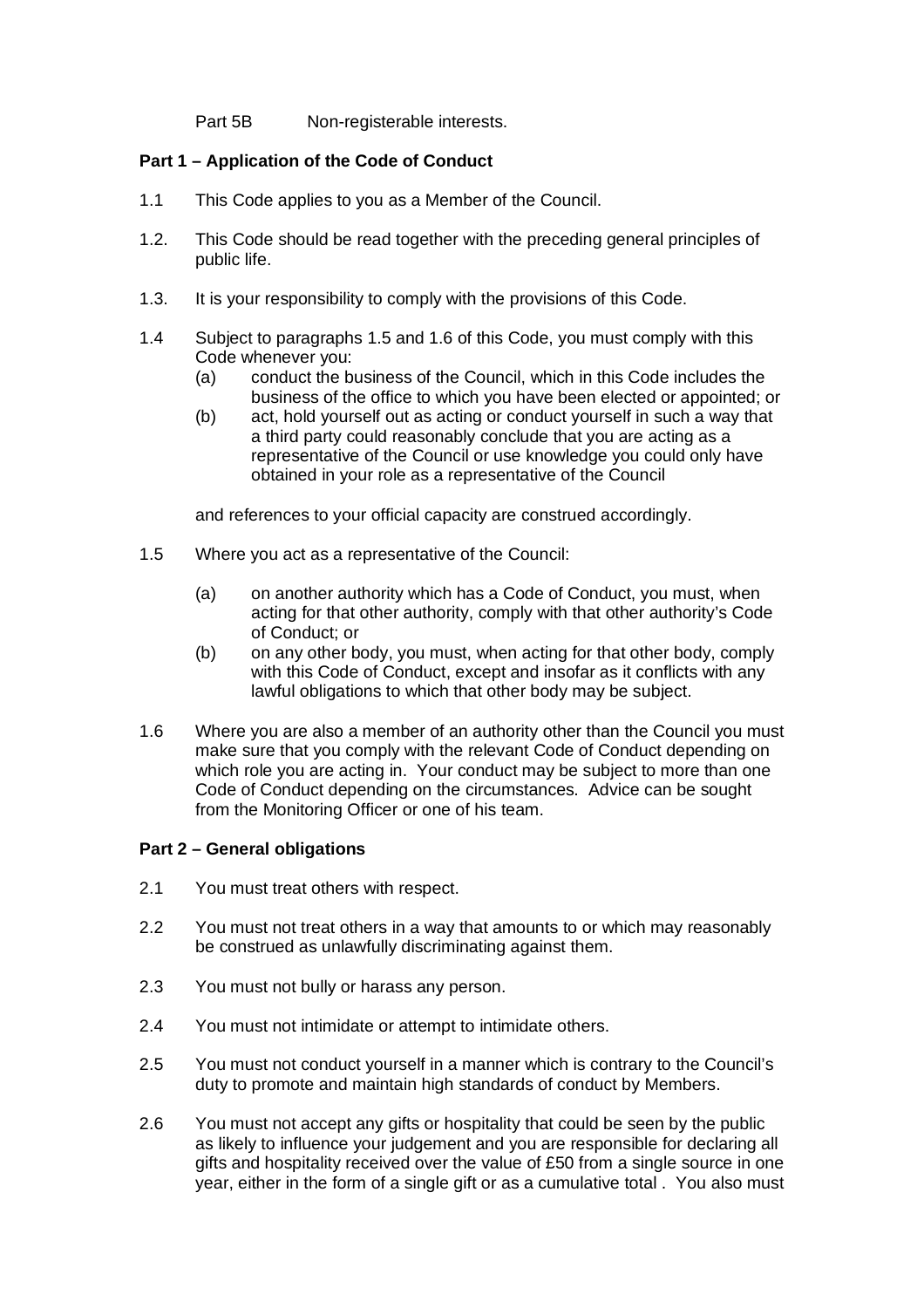Part 5B Non-registerable interests.

**Part 1 – Application of the Code of Conduct**

1.1 This Code applies to you as a Member of the Council.

1.2. This Code should be read together with the preceding general principles of public life.

1.3. It is your responsibility to comply with the provisions of this Code.

1.4 Subject to paragraphs 1.5 and 1.6 of this Code, you must comply with this Code whenever you:

(a) conduct the business of the Council, which in this Code includes the business of the office to which you have been elected or appointed; or

(b) act, hold yourself out as acting or conduct yourself in such a way that a third party could reasonably conclude that you are acting as a representative of the Council or use knowledge you could only have obtained in your role as a representative of the Council

and references to your official capacity are construed accordingly.

1.5 Where you act as a representative of the Council:

(a) on another authority which has a Code of Conduct, you must, when acting for that other authority, comply with that other authority's Code of Conduct; or

(b) on any other body, you must, when acting for that other body, comply with this Code of Conduct, except and insofar as it conflicts with any lawful obligations to which that other body may be subject.

1.6 Where you are also a member of an authority other than the Council you must make sure that you comply with the relevant Code of Conduct depending on which role you are acting in. Your conduct may be subject to more than one Code of Conduct depending on the circumstances. Advice can be sought from the Monitoring Officer or one of his team.

**Part 2 – General obligations**

2.1 You must treat others with respect.

2.2 You must not treat others in a way that amounts to or which may reasonably be construed as unlawfully discriminating against them.

2.3 You must not bully or harass any person.

2.4 You must not intimidate or attempt to intimidate others.

2.5 You must not conduct yourself in a manner which is contrary to the Council's duty to promote and maintain high standards of conduct by Members.

2.6 You must not accept any gifts or hospitality that could be seen by the public as likely to influence your judgement and you are responsible for declaring all gifts and hospitality received over the value of £50 from a single source in one year, either in the form of a single gift or as a cumulative total . You also must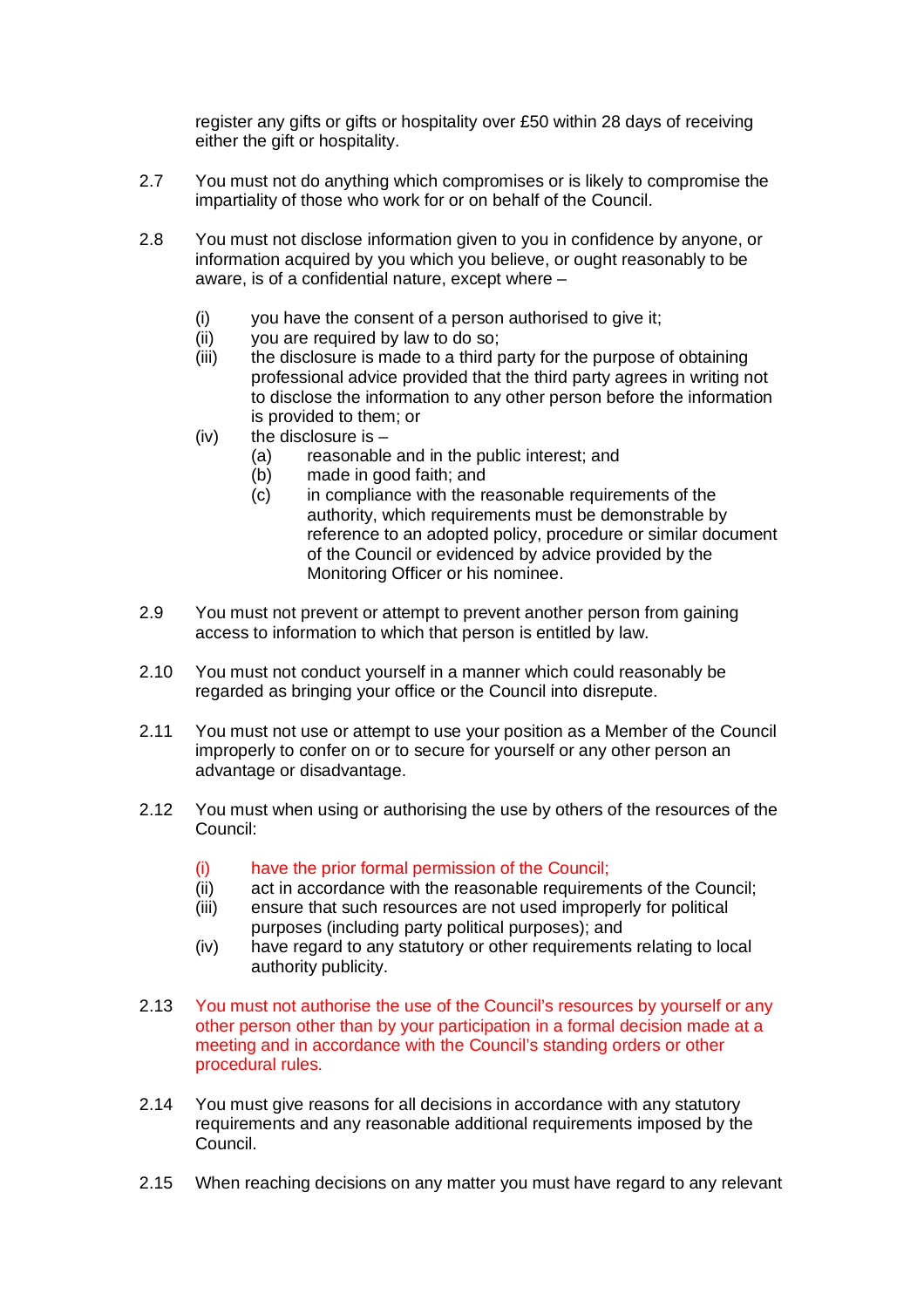register any gifts or gifts or hospitality over £50 within 28 days of receiving either the gift or hospitality.

2.7 You must not do anything which compromises or is likely to compromise the impartiality of those who work for or on behalf of the Council.

2.8 You must not disclose information given to you in confidence by anyone, or information acquired by you which you believe, or ought reasonably to be aware, is of a confidential nature, except where –

- (i) you have the consent of a person authorised to give it;
- (ii) you are required by law to do so;
- (iii) the disclosure is made to a third party for the purpose of obtaining professional advice provided that the third party agrees in writing not to disclose the information to any other person before the information is provided to them; or
- (iv) the disclosure is –
  - (a) reasonable and in the public interest; and
  - (b) made in good faith; and
  - (c) in compliance with the reasonable requirements of the authority, which requirements must be demonstrable by reference to an adopted policy, procedure or similar document of the Council or evidenced by advice provided by the Monitoring Officer or his nominee.

2.9 You must not prevent or attempt to prevent another person from gaining access to information to which that person is entitled by law.

2.10 You must not conduct yourself in a manner which could reasonably be regarded as bringing your office or the Council into disrepute.

2.11 You must not use or attempt to use your position as a Member of the Council improperly to confer on or to secure for yourself or any other person an advantage or disadvantage.

2.12 You must when using or authorising the use by others of the resources of the Council:

- (i) have the prior formal permission of the Council;
- (ii) act in accordance with the reasonable requirements of the Council;
- (iii) ensure that such resources are not used improperly for political purposes (including party political purposes); and
- (iv) have regard to any statutory or other requirements relating to local authority publicity.

2.13 You must not authorise the use of the Council's resources by yourself or any other person other than by your participation in a formal decision made at a meeting and in accordance with the Council's standing orders or other procedural rules.

2.14 You must give reasons for all decisions in accordance with any statutory requirements and any reasonable additional requirements imposed by the Council.

2.15 When reaching decisions on any matter you must have regard to any relevant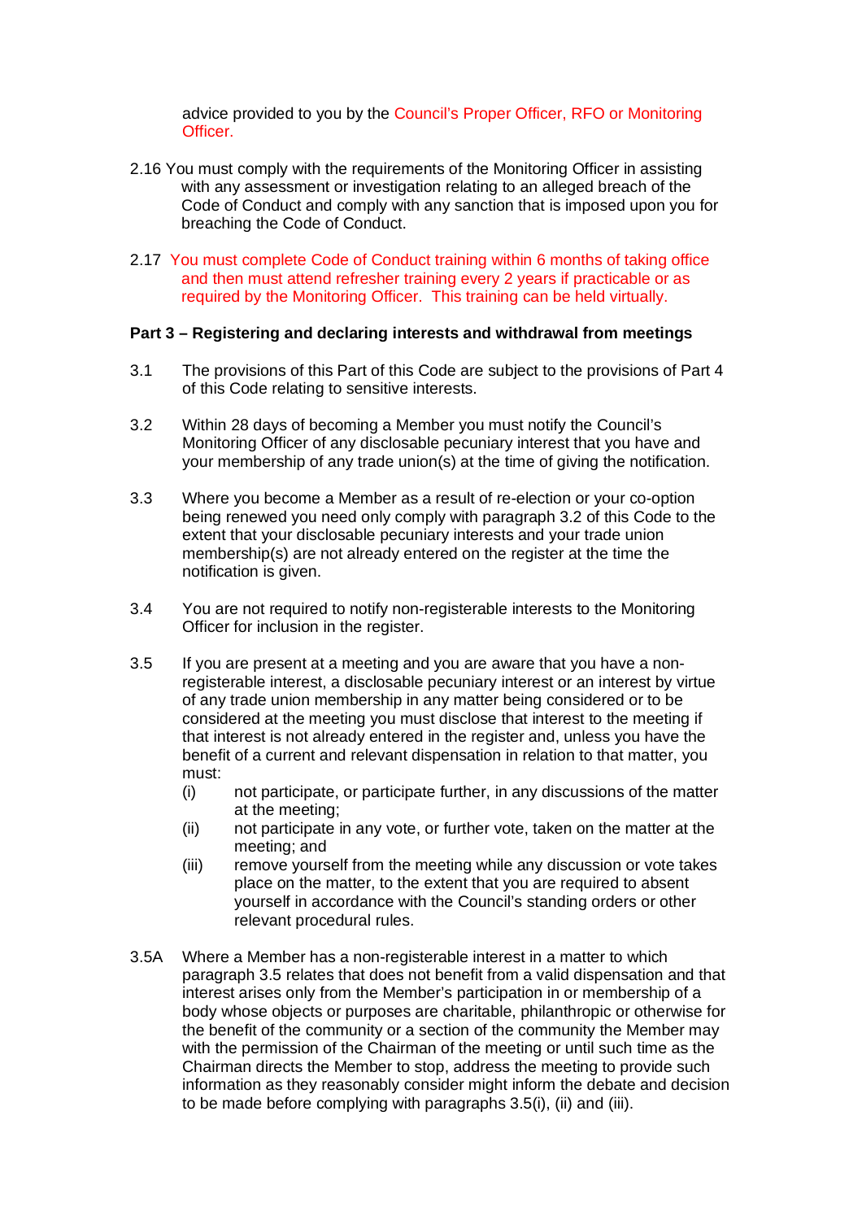advice provided to you by the Council's Proper Officer, RFO or Monitoring Officer.

2.16 You must comply with the requirements of the Monitoring Officer in assisting with any assessment or investigation relating to an alleged breach of the Code of Conduct and comply with any sanction that is imposed upon you for breaching the Code of Conduct.

2.17 You must complete Code of Conduct training within 6 months of taking office and then must attend refresher training every 2 years if practicable or as required by the Monitoring Officer. This training can be held virtually.

**Part 3 – Registering and declaring interests and withdrawal from meetings**

3.1 The provisions of this Part of this Code are subject to the provisions of Part 4 of this Code relating to sensitive interests.

3.2 Within 28 days of becoming a Member you must notify the Council's Monitoring Officer of any disclosable pecuniary interest that you have and your membership of any trade union(s) at the time of giving the notification.

3.3 Where you become a Member as a result of re-election or your co-option being renewed you need only comply with paragraph 3.2 of this Code to the extent that your disclosable pecuniary interests and your trade union membership(s) are not already entered on the register at the time the notification is given.

3.4 You are not required to notify non-registerable interests to the Monitoring Officer for inclusion in the register.

3.5 If you are present at a meeting and you are aware that you have a non-registerable interest, a disclosable pecuniary interest or an interest by virtue of any trade union membership in any matter being considered or to be considered at the meeting you must disclose that interest to the meeting if that interest is not already entered in the register and, unless you have the benefit of a current and relevant dispensation in relation to that matter, you must:

(i) not participate, or participate further, in any discussions of the matter at the meeting;

(ii) not participate in any vote, or further vote, taken on the matter at the meeting; and

(iii) remove yourself from the meeting while any discussion or vote takes place on the matter, to the extent that you are required to absent yourself in accordance with the Council's standing orders or other relevant procedural rules.

3.5A Where a Member has a non-registerable interest in a matter to which paragraph 3.5 relates that does not benefit from a valid dispensation and that interest arises only from the Member's participation in or membership of a body whose objects or purposes are charitable, philanthropic or otherwise for the benefit of the community or a section of the community the Member may with the permission of the Chairman of the meeting or until such time as the Chairman directs the Member to stop, address the meeting to provide such information as they reasonably consider might inform the debate and decision to be made before complying with paragraphs 3.5(i), (ii) and (iii).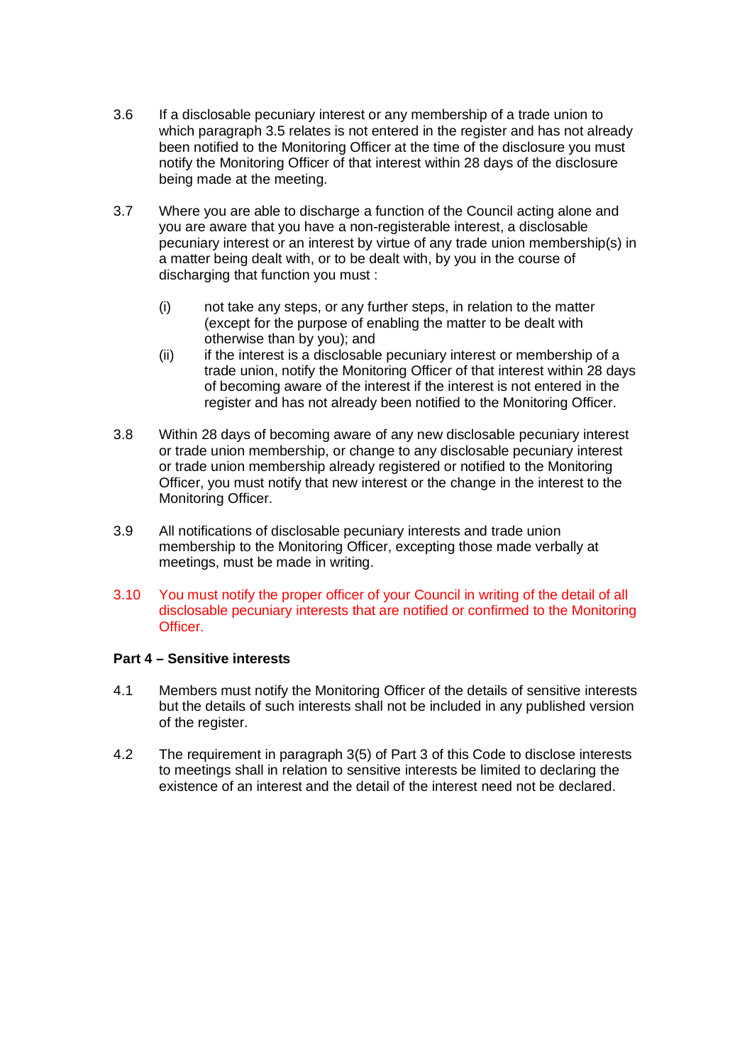3.6 If a disclosable pecuniary interest or any membership of a trade union to which paragraph 3.5 relates is not entered in the register and has not already been notified to the Monitoring Officer at the time of the disclosure you must notify the Monitoring Officer of that interest within 28 days of the disclosure being made at the meeting.

3.7 Where you are able to discharge a function of the Council acting alone and you are aware that you have a non-registerable interest, a disclosable pecuniary interest or an interest by virtue of any trade union membership(s) in a matter being dealt with, or to be dealt with, by you in the course of discharging that function you must :

(i) not take any steps, or any further steps, in relation to the matter (except for the purpose of enabling the matter to be dealt with otherwise than by you); and

(ii) if the interest is a disclosable pecuniary interest or membership of a trade union, notify the Monitoring Officer of that interest within 28 days of becoming aware of the interest if the interest is not entered in the register and has not already been notified to the Monitoring Officer.

3.8 Within 28 days of becoming aware of any new disclosable pecuniary interest or trade union membership, or change to any disclosable pecuniary interest or trade union membership already registered or notified to the Monitoring Officer, you must notify that new interest or the change in the interest to the Monitoring Officer.

3.9 All notifications of disclosable pecuniary interests and trade union membership to the Monitoring Officer, excepting those made verbally at meetings, must be made in writing.

3.10 You must notify the proper officer of your Council in writing of the detail of all disclosable pecuniary interests that are notified or confirmed to the Monitoring Officer.

**Part 4 – Sensitive interests**

4.1 Members must notify the Monitoring Officer of the details of sensitive interests but the details of such interests shall not be included in any published version of the register.

4.2 The requirement in paragraph 3(5) of Part 3 of this Code to disclose interests to meetings shall in relation to sensitive interests be limited to declaring the existence of an interest and the detail of the interest need not be declared.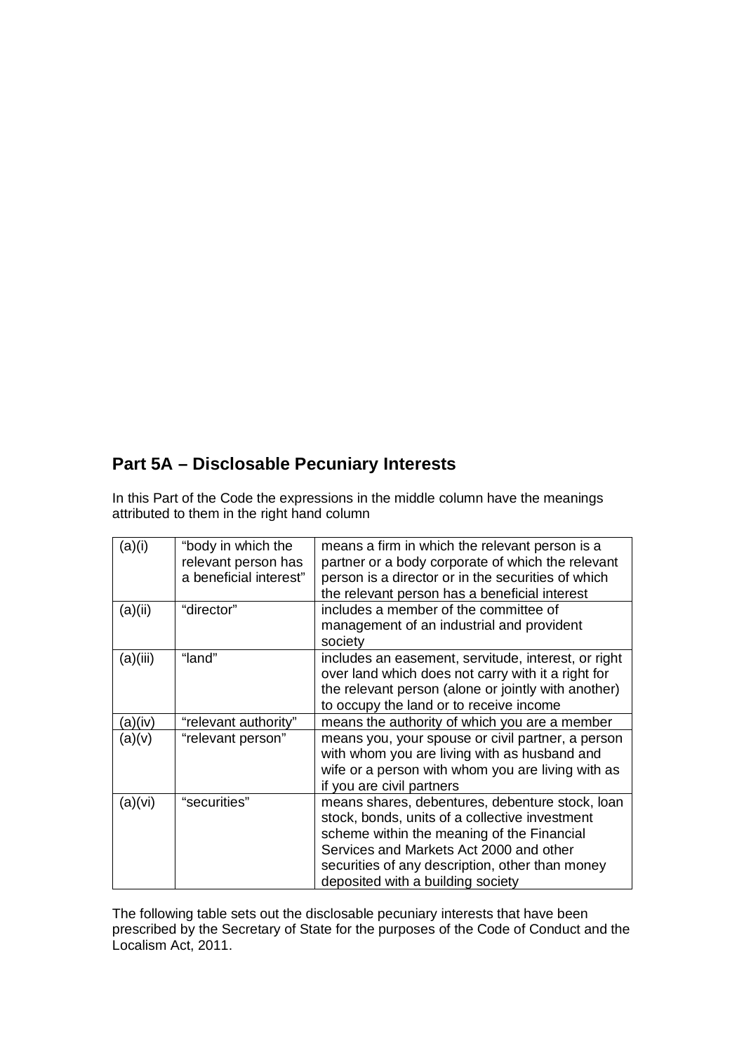## Part 5A – Disclosable Pecuniary Interests

In this Part of the Code the expressions in the middle column have the meanings attributed to them in the right hand column

| | | |
|---|---|---|
| (a)(i) | "body in which the relevant person has a beneficial interest" | means a firm in which the relevant person is a partner or a body corporate of which the relevant person is a director or in the securities of which the relevant person has a beneficial interest |
| (a)(ii) | "director" | includes a member of the committee of management of an industrial and provident society |
| (a)(iii) | "land" | includes an easement, servitude, interest, or right over land which does not carry with it a right for the relevant person (alone or jointly with another) to occupy the land or to receive income |
| (a)(iv) | "relevant authority" | means the authority of which you are a member |
| (a)(v) | "relevant person" | means you, your spouse or civil partner, a person with whom you are living with as husband and wife or a person with whom you are living with as if you are civil partners |
| (a)(vi) | "securities" | means shares, debentures, debenture stock, loan stock, bonds, units of a collective investment scheme within the meaning of the Financial Services and Markets Act 2000 and other securities of any description, other than money deposited with a building society |

The following table sets out the disclosable pecuniary interests that have been prescribed by the Secretary of State for the purposes of the Code of Conduct and the Localism Act, 2011.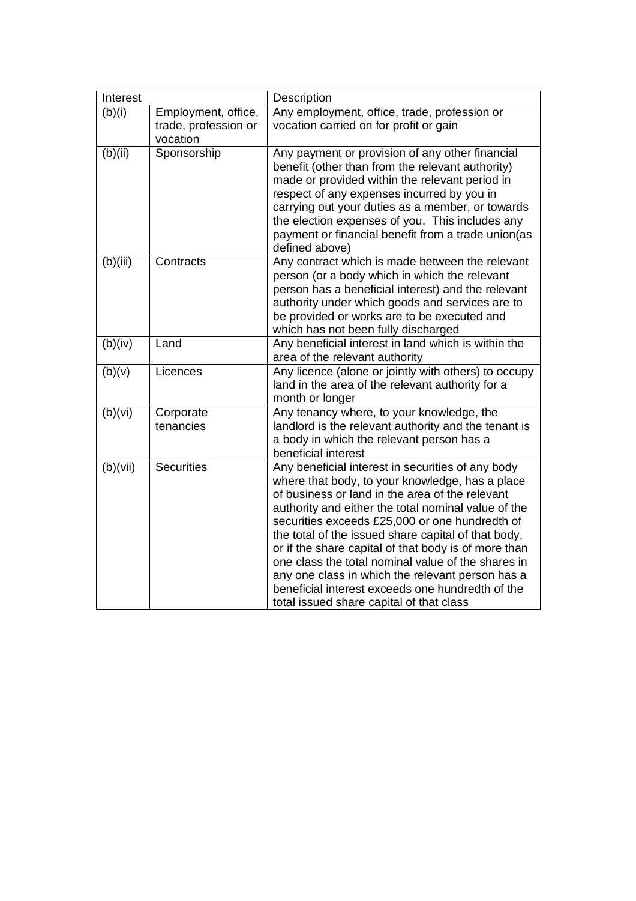| Interest | | Description |
|---|---|---|
| (b)(i) | Employment, office, trade, profession or vocation | Any employment, office, trade, profession or vocation carried on for profit or gain |
| (b)(ii) | Sponsorship | Any payment or provision of any other financial benefit (other than from the relevant authority) made or provided within the relevant period in respect of any expenses incurred by you in carrying out your duties as a member, or towards the election expenses of you. This includes any payment or financial benefit from a trade union(as defined above) |
| (b)(iii) | Contracts | Any contract which is made between the relevant person (or a body which in which the relevant person has a beneficial interest) and the relevant authority under which goods and services are to be provided or works are to be executed and which has not been fully discharged |
| (b)(iv) | Land | Any beneficial interest in land which is within the area of the relevant authority |
| (b)(v) | Licences | Any licence (alone or jointly with others) to occupy land in the area of the relevant authority for a month or longer |
| (b)(vi) | Corporate tenancies | Any tenancy where, to your knowledge, the landlord is the relevant authority and the tenant is a body in which the relevant person has a beneficial interest |
| (b)(vii) | Securities | Any beneficial interest in securities of any body where that body, to your knowledge, has a place of business or land in the area of the relevant authority and either the total nominal value of the securities exceeds £25,000 or one hundredth of the total of the issued share capital of that body, or if the share capital of that body is of more than one class the total nominal value of the shares in any one class in which the relevant person has a beneficial interest exceeds one hundredth of the total issued share capital of that class |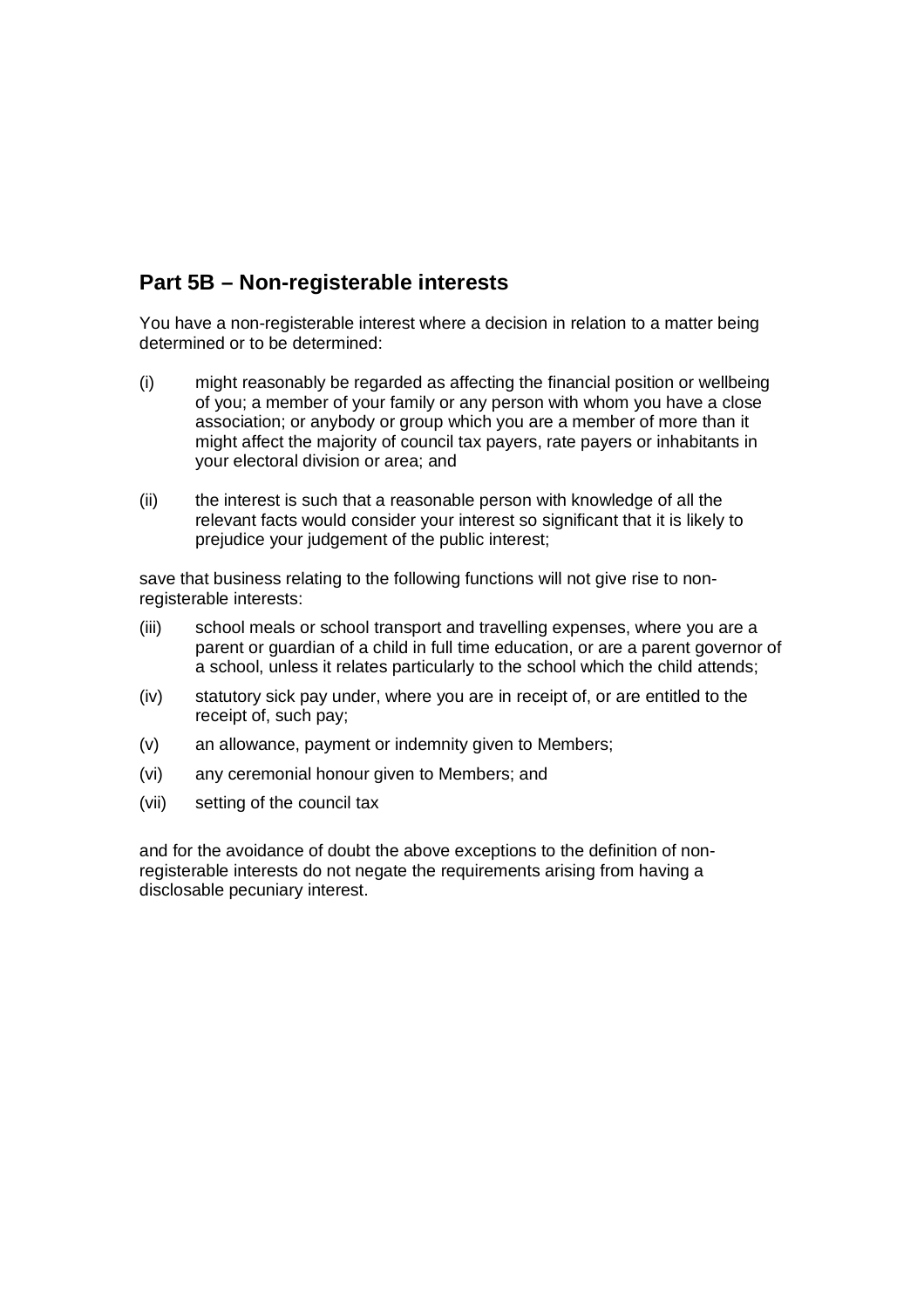## Part 5B – Non-registerable interests

You have a non-registerable interest where a decision in relation to a matter being determined or to be determined:

(i) might reasonably be regarded as affecting the financial position or wellbeing of you; a member of your family or any person with whom you have a close association; or anybody or group which you are a member of more than it might affect the majority of council tax payers, rate payers or inhabitants in your electoral division or area; and

(ii) the interest is such that a reasonable person with knowledge of all the relevant facts would consider your interest so significant that it is likely to prejudice your judgement of the public interest;

save that business relating to the following functions will not give rise to non-registerable interests:

(iii) school meals or school transport and travelling expenses, where you are a parent or guardian of a child in full time education, or are a parent governor of a school, unless it relates particularly to the school which the child attends;

(iv) statutory sick pay under, where you are in receipt of, or are entitled to the receipt of, such pay;

(v) an allowance, payment or indemnity given to Members;

(vi) any ceremonial honour given to Members; and

(vii) setting of the council tax

and for the avoidance of doubt the above exceptions to the definition of non-registerable interests do not negate the requirements arising from having a disclosable pecuniary interest.